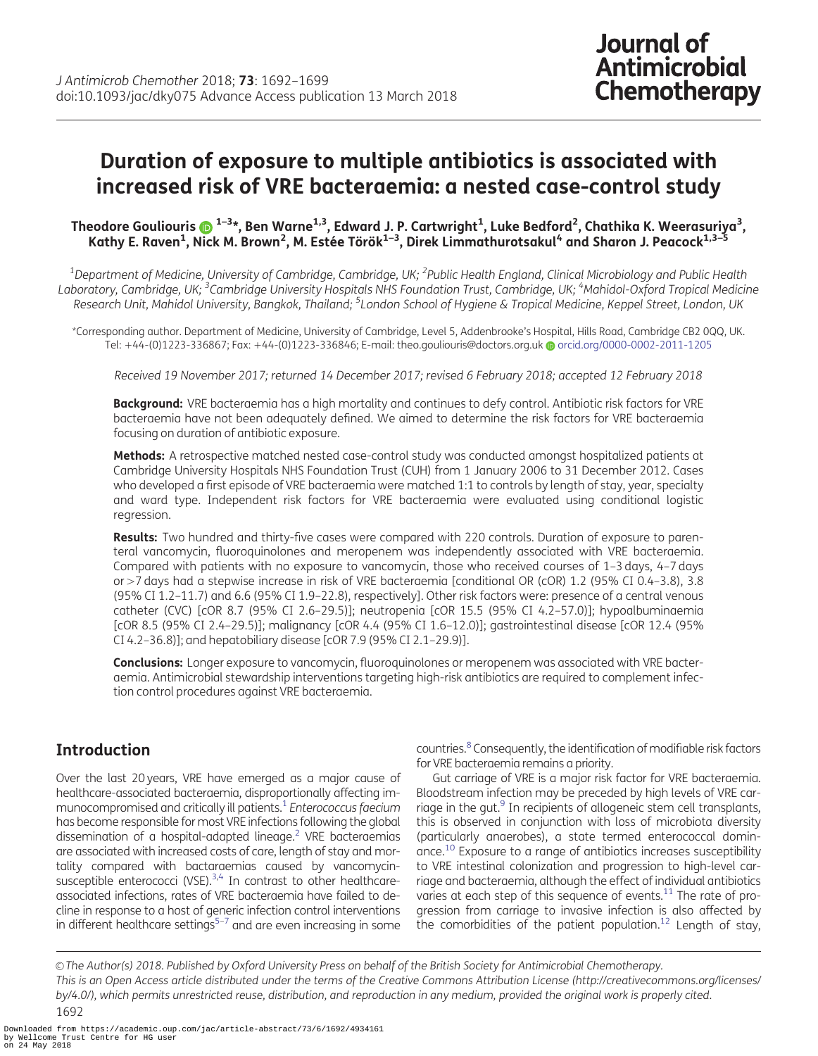# Duration of exposure to multiple antibiotics is associated with increased risk of VRE bacteraemia: a nested case-control study

**Theodore Gouliouris[1–3]*, Ben Warne[1,3], Edward J. P. Cartwright[1], Luke Bedford[2], Chathika K. Weerasuriya[3], Kathy E. Raven[1], Nick M. Brown[2], M. Estée Török[1–3], Direk Limmathurotsakul[4] and Sharon J. Peacock[1,3–5]**

[1]Department of Medicine, University of Cambridge, Cambridge, UK; [2]Public Health England, Clinical Microbiology and Public Health Laboratory, Cambridge, UK; [3]Cambridge University Hospitals NHS Foundation Trust, Cambridge, UK; [4]Mahidol-Oxford Tropical Medicine Research Unit, Mahidol University, Bangkok, Thailand; [5]London School of Hygiene & Tropical Medicine, Keppel Street, London, UK

*Corresponding author. Department of Medicine, University of Cambridge, Level 5, Addenbrooke's Hospital, Hills Road, Cambridge CB2 0QQ, UK. Tel: +44-(0)1223-336867; Fax: +44-(0)1223-336846; E-mail: theo.gouliouris@doctors.org.uk orcid.org/0000-0002-2011-1205

*Received 19 November 2017; returned 14 December 2017; revised 6 February 2018; accepted 12 February 2018*

**Background:** VRE bacteraemia has a high mortality and continues to defy control. Antibiotic risk factors for VRE bacteraemia have not been adequately defined. We aimed to determine the risk factors for VRE bacteraemia focusing on duration of antibiotic exposure.

**Methods:** A retrospective matched nested case-control study was conducted amongst hospitalized patients at Cambridge University Hospitals NHS Foundation Trust (CUH) from 1 January 2006 to 31 December 2012. Cases who developed a first episode of VRE bacteraemia were matched 1:1 to controls by length of stay, year, specialty and ward type. Independent risk factors for VRE bacteraemia were evaluated using conditional logistic regression.

**Results:** Two hundred and thirty-five cases were compared with 220 controls. Duration of exposure to parenteral vancomycin, fluoroquinolones and meropenem was independently associated with VRE bacteraemia. Compared with patients with no exposure to vancomycin, those who received courses of 1–3 days, 4–7 days or >7 days had a stepwise increase in risk of VRE bacteraemia [conditional OR (cOR) 1.2 (95% CI 0.4–3.8), 3.8 (95% CI 1.2–11.7) and 6.6 (95% CI 1.9–22.8), respectively]. Other risk factors were: presence of a central venous catheter (CVC) [cOR 8.7 (95% CI 2.6–29.5)]; neutropenia [cOR 15.5 (95% CI 4.2–57.0)]; hypoalbuminaemia [cOR 8.5 (95% CI 2.4–29.5)]; malignancy [cOR 4.4 (95% CI 1.6–12.0)]; gastrointestinal disease [cOR 12.4 (95% CI 4.2–36.8)]; and hepatobiliary disease [cOR 7.9 (95% CI 2.1–29.9)].

**Conclusions:** Longer exposure to vancomycin, fluoroquinolones or meropenem was associated with VRE bacteraemia. Antimicrobial stewardship interventions targeting high-risk antibiotics are required to complement infection control procedures against VRE bacteraemia.

## Introduction

Over the last 20 years, VRE have emerged as a major cause of healthcare-associated bacteraemia, disproportionally affecting immunocompromised and critically ill patients.[1] *Enterococcus faecium* has become responsible for most VRE infections following the global dissemination of a hospital-adapted lineage.[2] VRE bacteraemias are associated with increased costs of care, length of stay and mortality compared with bactaraemias caused by vancomycin-susceptible enterococci (VSE).[3,4] In contrast to other healthcare-associated infections, rates of VRE bacteraemia have failed to decline in response to a host of generic infection control interventions in different healthcare settings[5–7] and are even increasing in some countries.[8] Consequently, the identification of modifiable risk factors for VRE bacteraemia remains a priority.

Gut carriage of VRE is a major risk factor for VRE bacteraemia. Bloodstream infection may be preceded by high levels of VRE carriage in the gut.[9] In recipients of allogeneic stem cell transplants, this is observed in conjunction with loss of microbiota diversity (particularly anaerobes), a state termed enterococcal dominance.[10] Exposure to a range of antibiotics increases susceptibility to VRE intestinal colonization and progression to high-level carriage and bacteraemia, although the effect of individual antibiotics varies at each step of this sequence of events.[11] The rate of progression from carriage to invasive infection is also affected by the comorbidities of the patient population.[12] Length of stay,

© The Author(s) 2018. Published by Oxford University Press on behalf of the British Society for Antimicrobial Chemotherapy. This is an Open Access article distributed under the terms of the Creative Commons Attribution License (http://creativecommons.org/licenses/by/4.0/), which permits unrestricted reuse, distribution, and reproduction in any medium, provided the original work is properly cited.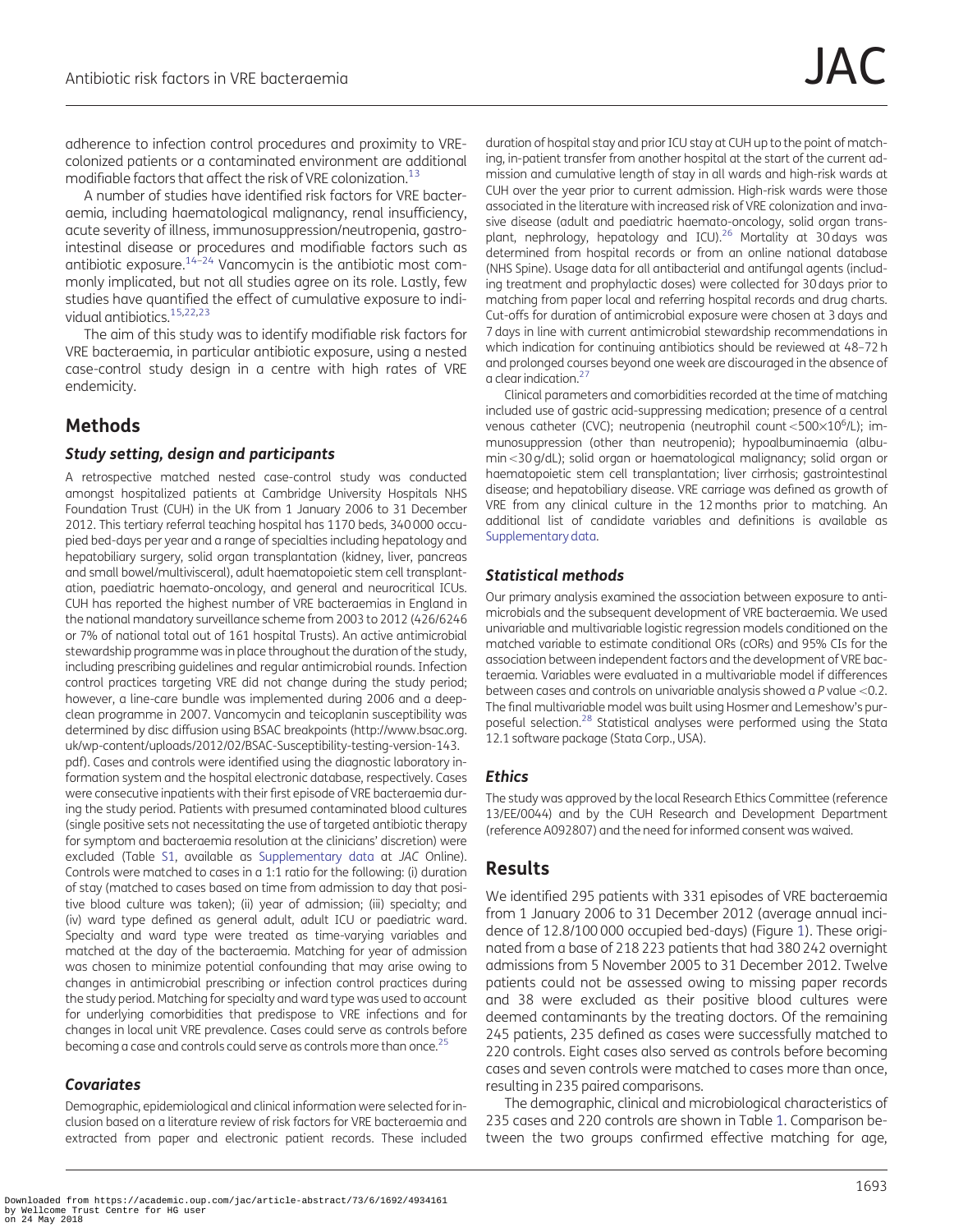adherence to infection control procedures and proximity to VRE-colonized patients or a contaminated environment are additional modifiable factors that affect the risk of VRE colonization.[13]

A number of studies have identified risk factors for VRE bacteraemia, including haematological malignancy, renal insufficiency, acute severity of illness, immunosuppression/neutropenia, gastrointestinal disease or procedures and modifiable factors such as antibiotic exposure.[14–24] Vancomycin is the antibiotic most commonly implicated, but not all studies agree on its role. Lastly, few studies have quantified the effect of cumulative exposure to individual antibiotics.[15,22,23]

The aim of this study was to identify modifiable risk factors for VRE bacteraemia, in particular antibiotic exposure, using a nested case-control study design in a centre with high rates of VRE endemicity.

## Methods

### *Study setting, design and participants*

A retrospective matched nested case-control study was conducted amongst hospitalized patients at Cambridge University Hospitals NHS Foundation Trust (CUH) in the UK from 1 January 2006 to 31 December 2012. This tertiary referral teaching hospital has 1170 beds, 340 000 occupied bed-days per year and a range of specialties including hepatology and hepatobiliary surgery, solid organ transplantation (kidney, liver, pancreas and small bowel/multivisceral), adult haematopoietic stem cell transplantation, paediatric haemato-oncology, and general and neurocritical ICUs. CUH has reported the highest number of VRE bacteraemias in England in the national mandatory surveillance scheme from 2003 to 2012 (426/6246 or 7% of national total out of 161 hospital Trusts). An active antimicrobial stewardship programme was in place throughout the duration of the study, including prescribing guidelines and regular antimicrobial rounds. Infection control practices targeting VRE did not change during the study period; however, a line-care bundle was implemented during 2006 and a deep-clean programme in 2007. Vancomycin and teicoplanin susceptibility was determined by disc diffusion using BSAC breakpoints (http://www.bsac.org.uk/wp-content/uploads/2012/02/BSAC-Susceptibility-testing-version-143.pdf). Cases and controls were identified using the diagnostic laboratory information system and the hospital electronic database, respectively. Cases were consecutive inpatients with their first episode of VRE bacteraemia during the study period. Patients with presumed contaminated blood cultures (single positive sets not necessitating the use of targeted antibiotic therapy for symptom and bacteraemia resolution at the clinicians' discretion) were excluded (Table S1, available as Supplementary data at *JAC* Online). Controls were matched to cases in a 1:1 ratio for the following: (i) duration of stay (matched to cases based on time from admission to day that positive blood culture was taken); (ii) year of admission; (iii) specialty; and (iv) ward type defined as general adult, adult ICU or paediatric ward. Specialty and ward type were treated as time-varying variables and matched at the day of the bacteraemia. Matching for year of admission was chosen to minimize potential confounding that may arise owing to changes in antimicrobial prescribing or infection control practices during the study period. Matching for specialty and ward type was used to account for underlying comorbidities that predispose to VRE infections and for changes in local unit VRE prevalence. Cases could serve as controls before becoming a case and controls could serve as controls more than once.[25]

### *Covariates*

Demographic, epidemiological and clinical information were selected for inclusion based on a literature review of risk factors for VRE bacteraemia and extracted from paper and electronic patient records. These included duration of hospital stay and prior ICU stay at CUH up to the point of matching, in-patient transfer from another hospital at the start of the current admission and cumulative length of stay in all wards and high-risk wards at CUH over the year prior to current admission. High-risk wards were those associated in the literature with increased risk of VRE colonization and invasive disease (adult and paediatric haemato-oncology, solid organ transplant, nephrology, hepatology and ICU).[26] Mortality at 30 days was determined from hospital records or from an online national database (NHS Spine). Usage data for all antibacterial and antifungal agents (including treatment and prophylactic doses) were collected for 30 days prior to matching from paper local and referring hospital records and drug charts. Cut-offs for duration of antimicrobial exposure were chosen at 3 days and 7 days in line with current antimicrobial stewardship recommendations in which indication for continuing antibiotics should be reviewed at 48–72 h and prolonged courses beyond one week are discouraged in the absence of a clear indication.[27]

Clinical parameters and comorbidities recorded at the time of matching included use of gastric acid-suppressing medication; presence of a central venous catheter (CVC); neutropenia (neutrophil count $<500\times10^6$/L); immunosuppression (other than neutropenia); hypoalbuminaemia (albumin $<30$ g/dL); solid organ or haematological malignancy; solid organ or haematopoietic stem cell transplantation; liver cirrhosis; gastrointestinal disease; and hepatobiliary disease. VRE carriage was defined as growth of VRE from any clinical culture in the 12 months prior to matching. An additional list of candidate variables and definitions is available as Supplementary data.

### *Statistical methods*

Our primary analysis examined the association between exposure to antimicrobials and the subsequent development of VRE bacteraemia. We used univariable and multivariable logistic regression models conditioned on the matched variable to estimate conditional ORs (cORs) and 95% CIs for the association between independent factors and the development of VRE bacteraemia. Variables were evaluated in a multivariable model if differences between cases and controls on univariable analysis showed a $P$ value $<0.2$. The final multivariable model was built using Hosmer and Lemeshow's purposeful selection.[28] Statistical analyses were performed using the Stata 12.1 software package (Stata Corp., USA).

### *Ethics*

The study was approved by the local Research Ethics Committee (reference 13/EE/0044) and by the CUH Research and Development Department (reference A092807) and the need for informed consent was waived.

## Results

We identified 295 patients with 331 episodes of VRE bacteraemia from 1 January 2006 to 31 December 2012 (average annual incidence of 12.8/100 000 occupied bed-days) (Figure 1). These originated from a base of 218 223 patients that had 380 242 overnight admissions from 5 November 2005 to 31 December 2012. Twelve patients could not be assessed owing to missing paper records and 38 were excluded as their positive blood cultures were deemed contaminants by the treating doctors. Of the remaining 245 patients, 235 defined as cases were successfully matched to 220 controls. Eight cases also served as controls before becoming cases and seven controls were matched to cases more than once, resulting in 235 paired comparisons.

The demographic, clinical and microbiological characteristics of 235 cases and 220 controls are shown in Table 1. Comparison between the two groups confirmed effective matching for age,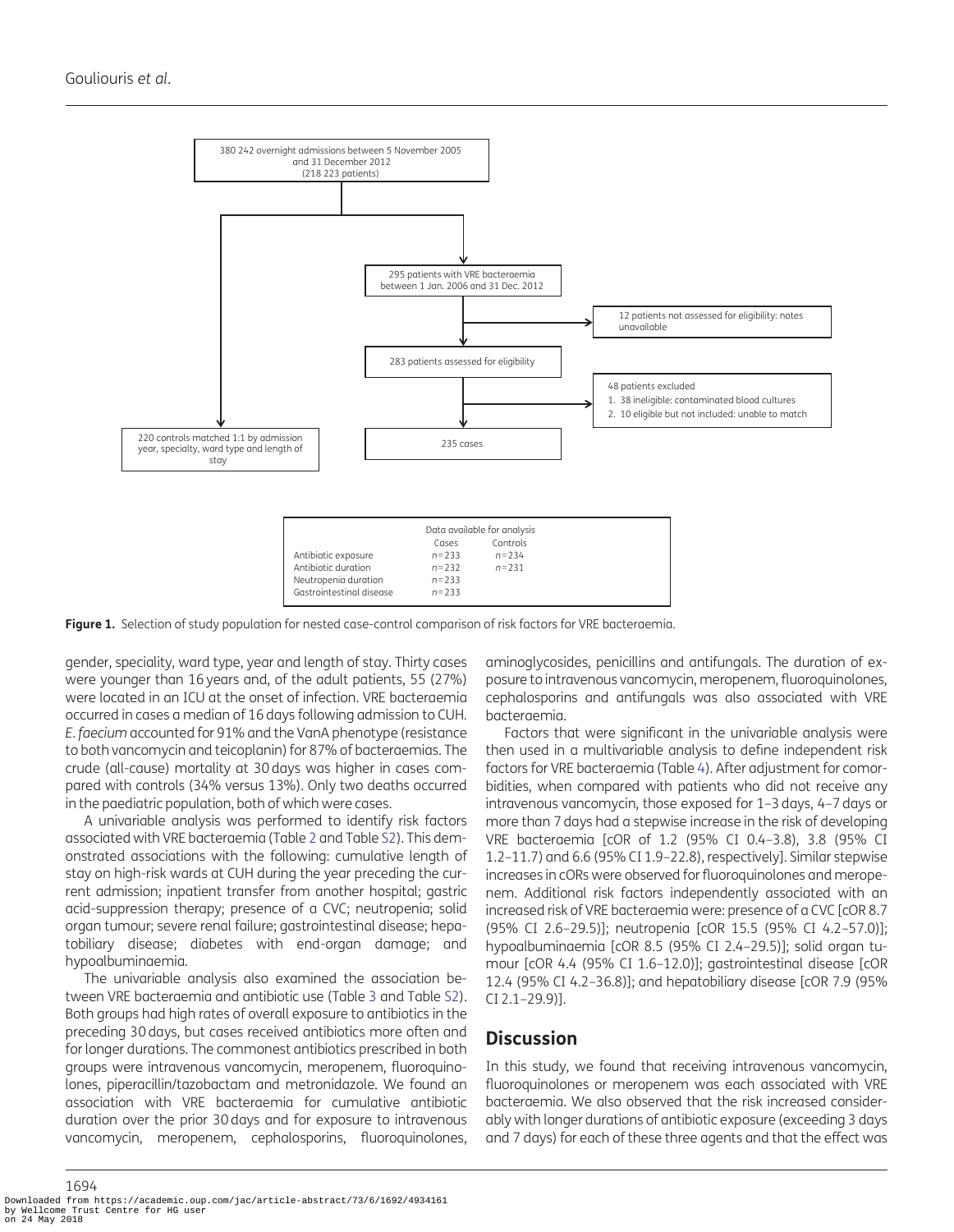380 242 overnight admissions between 5 November 2005 and 31 December 2012 (218 223 patients)

295 patients with VRE bacteraemia between 1 Jan. 2006 and 31 Dec. 2012

12 patients not assessed for eligibility: notes unavailable

283 patients assessed for eligibility

48 patients excluded
1. 38 ineligible: contaminated blood cultures
2. 10 eligible but not included: unable to match

220 controls matched 1:1 by admission year, specialty, ward type and length of stay

235 cases

| Data available for analysis | Cases | Controls |
|---|---|---|
| Antibiotic exposure | $n$=233 | $n$=234 |
| Antibiotic duration | $n$=232 | $n$=231 |
| Neutropenia duration | $n$=233 | |
| Gastrointestinal disease | $n$=233 | |

**Figure 1.** Selection of study population for nested case-control comparison of risk factors for VRE bacteraemia.

gender, speciality, ward type, year and length of stay. Thirty cases were younger than 16 years and, of the adult patients, 55 (27%) were located in an ICU at the onset of infection. VRE bacteraemia occurred in cases a median of 16 days following admission to CUH. *E. faecium* accounted for 91% and the VanA phenotype (resistance to both vancomycin and teicoplanin) for 87% of bacteraemias. The crude (all-cause) mortality at 30 days was higher in cases compared with controls (34% versus 13%). Only two deaths occurred in the paediatric population, both of which were cases.

A univariable analysis was performed to identify risk factors associated with VRE bacteraemia (Table 2 and Table S2). This demonstrated associations with the following: cumulative length of stay on high-risk wards at CUH during the year preceding the current admission; inpatient transfer from another hospital; gastric acid-suppression therapy; presence of a CVC; neutropenia; solid organ tumour; severe renal failure; gastrointestinal disease; hepatobiliary disease; diabetes with end-organ damage; and hypoalbuminaemia.

The univariable analysis also examined the association between VRE bacteraemia and antibiotic use (Table 3 and Table S2). Both groups had high rates of overall exposure to antibiotics in the preceding 30 days, but cases received antibiotics more often and for longer durations. The commonest antibiotics prescribed in both groups were intravenous vancomycin, meropenem, fluoroquinolones, piperacillin/tazobactam and metronidazole. We found an association with VRE bacteraemia for cumulative antibiotic duration over the prior 30 days and for exposure to intravenous vancomycin, meropenem, cephalosporins, fluoroquinolones, aminoglycosides, penicillins and antifungals. The duration of exposure to intravenous vancomycin, meropenem, fluoroquinolones, cephalosporins and antifungals was also associated with VRE bacteraemia.

Factors that were significant in the univariable analysis were then used in a multivariable analysis to define independent risk factors for VRE bacteraemia (Table 4). After adjustment for comorbidities, when compared with patients who did not receive any intravenous vancomycin, those exposed for 1–3 days, 4–7 days or more than 7 days had a stepwise increase in the risk of developing VRE bacteraemia [cOR of 1.2 (95% CI 0.4–3.8), 3.8 (95% CI 1.2–11.7) and 6.6 (95% CI 1.9–22.8), respectively]. Similar stepwise increases in cORs were observed for fluoroquinolones and meropenem. Additional risk factors independently associated with an increased risk of VRE bacteraemia were: presence of a CVC [cOR 8.7 (95% CI 2.6–29.5)]; neutropenia [cOR 15.5 (95% CI 4.2–57.0)]; hypoalbuminaemia [cOR 8.5 (95% CI 2.4–29.5)]; solid organ tumour [cOR 4.4 (95% CI 1.6–12.0)]; gastrointestinal disease [cOR 12.4 (95% CI 4.2–36.8)]; and hepatobiliary disease [cOR 7.9 (95% CI 2.1–29.9)].

## Discussion

In this study, we found that receiving intravenous vancomycin, fluoroquinolones or meropenem was each associated with VRE bacteraemia. We also observed that the risk increased considerably with longer durations of antibiotic exposure (exceeding 3 days and 7 days) for each of these three agents and that the effect was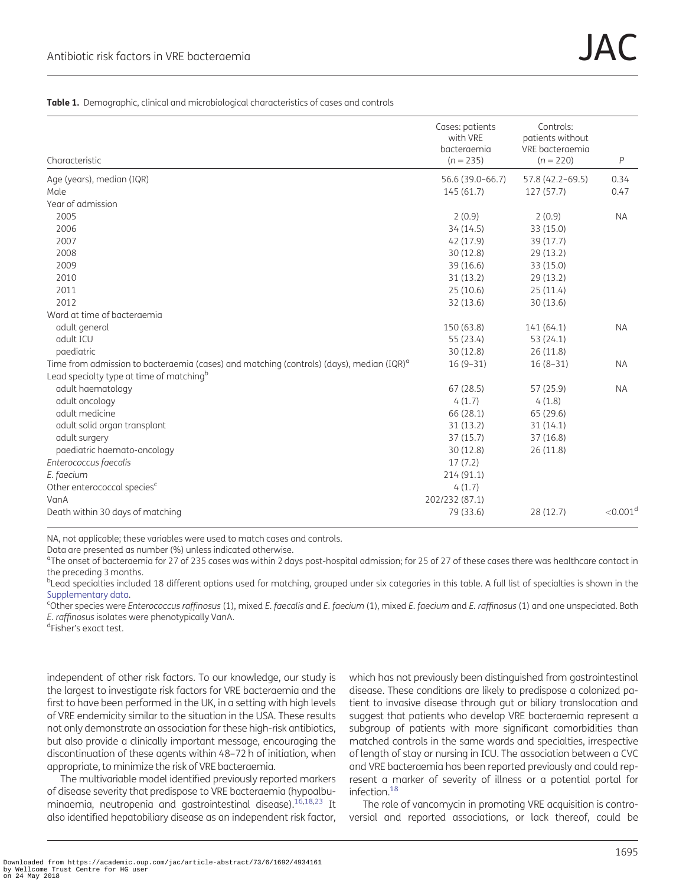**Table 1.** Demographic, clinical and microbiological characteristics of cases and controls

| Characteristic | Cases: patients with VRE bacteraemia ($n = 235$) | Controls: patients without VRE bacteraemia ($n = 220$) | $P$ |
|---|---|---|---|
| Age (years), median (IQR) | 56.6 (39.0–66.7) | 57.8 (42.2–69.5) | 0.34 |
| Male | 145 (61.7) | 127 (57.7) | 0.47 |
| Year of admission | | | |
| 2005 | 2 (0.9) | 2 (0.9) | NA |
| 2006 | 34 (14.5) | 33 (15.0) | |
| 2007 | 42 (17.9) | 39 (17.7) | |
| 2008 | 30 (12.8) | 29 (13.2) | |
| 2009 | 39 (16.6) | 33 (15.0) | |
| 2010 | 31 (13.2) | 29 (13.2) | |
| 2011 | 25 (10.6) | 25 (11.4) | |
| 2012 | 32 (13.6) | 30 (13.6) | |
| Ward at time of bacteraemia | | | |
| adult general | 150 (63.8) | 141 (64.1) | NA |
| adult ICU | 55 (23.4) | 53 (24.1) | |
| paediatric | 30 (12.8) | 26 (11.8) | |
| Time from admission to bacteraemia (cases) and matching (controls) (days), median (IQR)[a] | 16 (9–31) | 16 (8–31) | NA |
| Lead specialty type at time of matching[b] | | | |
| adult haematology | 67 (28.5) | 57 (25.9) | NA |
| adult oncology | 4 (1.7) | 4 (1.8) | |
| adult medicine | 66 (28.1) | 65 (29.6) | |
| adult solid organ transplant | 31 (13.2) | 31 (14.1) | |
| adult surgery | 37 (15.7) | 37 (16.8) | |
| paediatric haemato-oncology | 30 (12.8) | 26 (11.8) | |
| *Enterococcus faecalis* | 17 (7.2) | | |
| *E. faecium* | 214 (91.1) | | |
| Other enterococcal species[c] | 4 (1.7) | | |
| VanA | 202/232 (87.1) | | |
| Death within 30 days of matching | 79 (33.6) | 28 (12.7) | <0.001[d] |

NA, not applicable; these variables were used to match cases and controls.

Data are presented as number (%) unless indicated otherwise.

[a]The onset of bacteraemia for 27 of 235 cases was within 2 days post-hospital admission; for 25 of 27 of these cases there was healthcare contact in the preceding 3 months.

[b]Lead specialties included 18 different options used for matching, grouped under six categories in this table. A full list of specialties is shown in the Supplementary data.

[c]Other species were *Enterococcus raffinosus* (1), mixed *E. faecalis* and *E. faecium* (1), mixed *E. faecium* and *E. raffinosus* (1) and one unspeciated. Both *E. raffinosus* isolates were phenotypically VanA.

[d]Fisher's exact test.

independent of other risk factors. To our knowledge, our study is the largest to investigate risk factors for VRE bacteraemia and the first to have been performed in the UK, in a setting with high levels of VRE endemicity similar to the situation in the USA. These results not only demonstrate an association for these high-risk antibiotics, but also provide a clinically important message, encouraging the discontinuation of these agents within 48–72 h of initiation, when appropriate, to minimize the risk of VRE bacteraemia.

The multivariable model identified previously reported markers of disease severity that predispose to VRE bacteraemia (hypoalbuminaemia, neutropenia and gastrointestinal disease).[16,18,23] It also identified hepatobiliary disease as an independent risk factor, which has not previously been distinguished from gastrointestinal disease. These conditions are likely to predispose a colonized patient to invasive disease through gut or biliary translocation and suggest that patients who develop VRE bacteraemia represent a subgroup of patients with more significant comorbidities than matched controls in the same wards and specialties, irrespective of length of stay or nursing in ICU. The association between a CVC and VRE bacteraemia has been reported previously and could represent a marker of severity of illness or a potential portal for infection.[18]

The role of vancomycin in promoting VRE acquisition is controversial and reported associations, or lack thereof, could be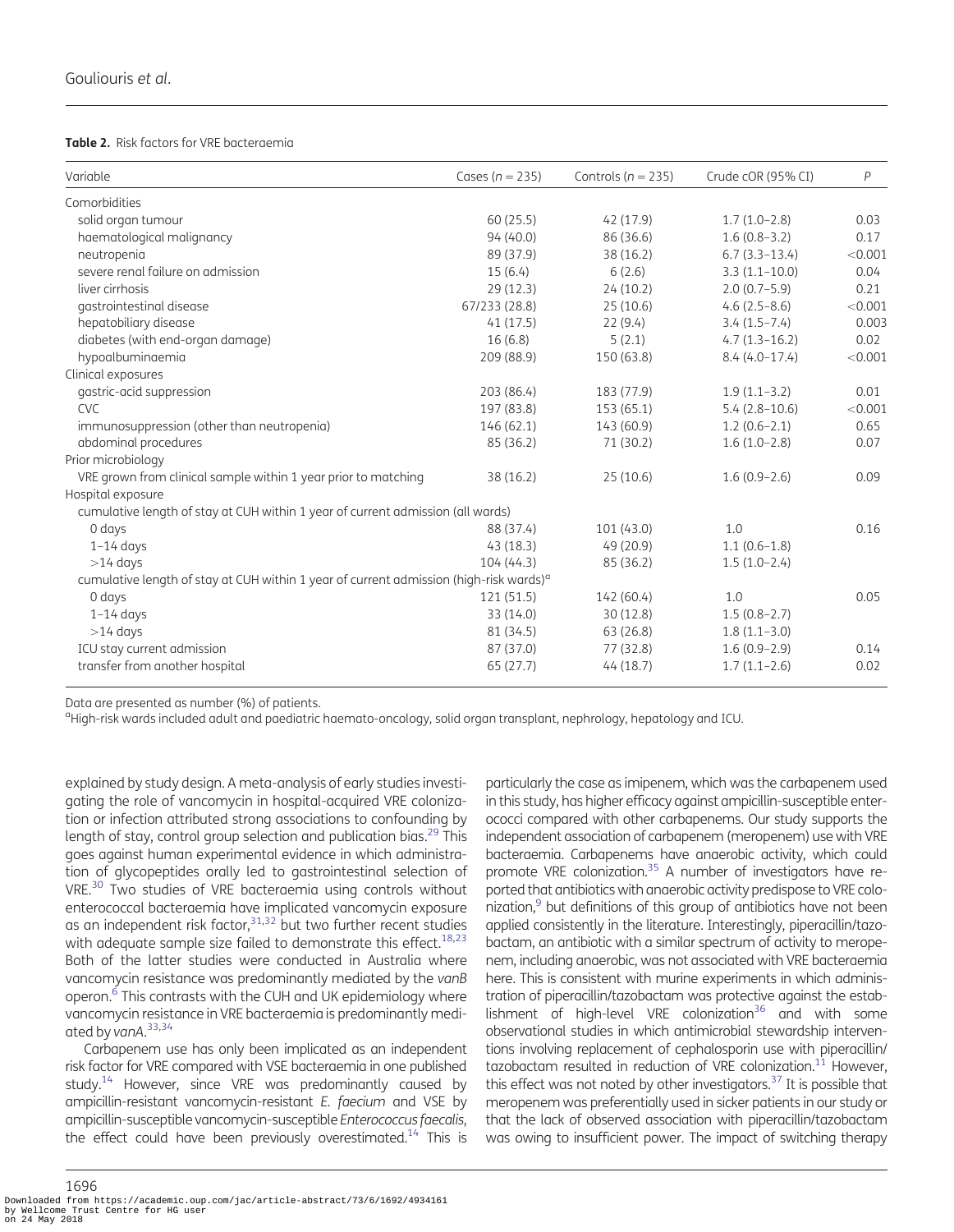**Table 2.** Risk factors for VRE bacteraemia

| Variable | Cases (n = 235) | Controls (n = 235) | Crude cOR (95% CI) | P |
|---|---|---|---|---|
| Comorbidities | | | | |
| solid organ tumour | 60 (25.5) | 42 (17.9) | 1.7 (1.0–2.8) | 0.03 |
| haematological malignancy | 94 (40.0) | 86 (36.6) | 1.6 (0.8–3.2) | 0.17 |
| neutropenia | 89 (37.9) | 38 (16.2) | 6.7 (3.3–13.4) | <0.001 |
| severe renal failure on admission | 15 (6.4) | 6 (2.6) | 3.3 (1.1–10.0) | 0.04 |
| liver cirrhosis | 29 (12.3) | 24 (10.2) | 2.0 (0.7–5.9) | 0.21 |
| gastrointestinal disease | 67/233 (28.8) | 25 (10.6) | 4.6 (2.5–8.6) | <0.001 |
| hepatobiliary disease | 41 (17.5) | 22 (9.4) | 3.4 (1.5–7.4) | 0.003 |
| diabetes (with end-organ damage) | 16 (6.8) | 5 (2.1) | 4.7 (1.3–16.2) | 0.02 |
| hypoalbuminaemia | 209 (88.9) | 150 (63.8) | 8.4 (4.0–17.4) | <0.001 |
| Clinical exposures | | | | |
| gastric-acid suppression | 203 (86.4) | 183 (77.9) | 1.9 (1.1–3.2) | 0.01 |
| CVC | 197 (83.8) | 153 (65.1) | 5.4 (2.8–10.6) | <0.001 |
| immunosuppression (other than neutropenia) | 146 (62.1) | 143 (60.9) | 1.2 (0.6–2.1) | 0.65 |
| abdominal procedures | 85 (36.2) | 71 (30.2) | 1.6 (1.0–2.8) | 0.07 |
| Prior microbiology | | | | |
| VRE grown from clinical sample within 1 year prior to matching | 38 (16.2) | 25 (10.6) | 1.6 (0.9–2.6) | 0.09 |
| Hospital exposure | | | | |
| cumulative length of stay at CUH within 1 year of current admission (all wards) | | | | |
| 0 days | 88 (37.4) | 101 (43.0) | 1.0 | 0.16 |
| 1–14 days | 43 (18.3) | 49 (20.9) | 1.1 (0.6–1.8) | |
| >14 days | 104 (44.3) | 85 (36.2) | 1.5 (1.0–2.4) | |
| cumulative length of stay at CUH within 1 year of current admission (high-risk wards)[a] | | | | |
| 0 days | 121 (51.5) | 142 (60.4) | 1.0 | 0.05 |
| 1–14 days | 33 (14.0) | 30 (12.8) | 1.5 (0.8–2.7) | |
| >14 days | 81 (34.5) | 63 (26.8) | 1.8 (1.1–3.0) | |
| ICU stay current admission | 87 (37.0) | 77 (32.8) | 1.6 (0.9–2.9) | 0.14 |
| transfer from another hospital | 65 (27.7) | 44 (18.7) | 1.7 (1.1–2.6) | 0.02 |

Data are presented as number (%) of patients.
[a]High-risk wards included adult and paediatric haemato-oncology, solid organ transplant, nephrology, hepatology and ICU.

explained by study design. A meta-analysis of early studies investigating the role of vancomycin in hospital-acquired VRE colonization or infection attributed strong associations to confounding by length of stay, control group selection and publication bias.[29] This goes against human experimental evidence in which administration of glycopeptides orally led to gastrointestinal selection of VRE.[30] Two studies of VRE bacteraemia using controls without enterococcal bacteraemia have implicated vancomycin exposure as an independent risk factor,[31,32] but two further recent studies with adequate sample size failed to demonstrate this effect.[18,23] Both of the latter studies were conducted in Australia where vancomycin resistance was predominantly mediated by the *vanB* operon.[6] This contrasts with the CUH and UK epidemiology where vancomycin resistance in VRE bacteraemia is predominantly mediated by *vanA*.[33,34]

Carbapenem use has only been implicated as an independent risk factor for VRE compared with VSE bacteraemia in one published study.[14] However, since VRE was predominantly caused by ampicillin-resistant vancomycin-resistant *E. faecium* and VSE by ampicillin-susceptible vancomycin-susceptible *Enterococcus faecalis*, the effect could have been previously overestimated.[14] This is particularly the case as imipenem, which was the carbapenem used in this study, has higher efficacy against ampicillin-susceptible enterococci compared with other carbapenems. Our study supports the independent association of carbapenem (meropenem) use with VRE bacteraemia. Carbapenems have anaerobic activity, which could promote VRE colonization.[35] A number of investigators have reported that antibiotics with anaerobic activity predispose to VRE colonization,[9] but definitions of this group of antibiotics have not been applied consistently in the literature. Interestingly, piperacillin/tazobactam, an antibiotic with a similar spectrum of activity to meropenem, including anaerobic, was not associated with VRE bacteraemia here. This is consistent with murine experiments in which administration of piperacillin/tazobactam was protective against the establishment of high-level VRE colonization[36] and with some observational studies in which antimicrobial stewardship interventions involving replacement of cephalosporin use with piperacillin/tazobactam resulted in reduction of VRE colonization.[11] However, this effect was not noted by other investigators.[37] It is possible that meropenem was preferentially used in sicker patients in our study or that the lack of observed association with piperacillin/tazobactam was owing to insufficient power. The impact of switching therapy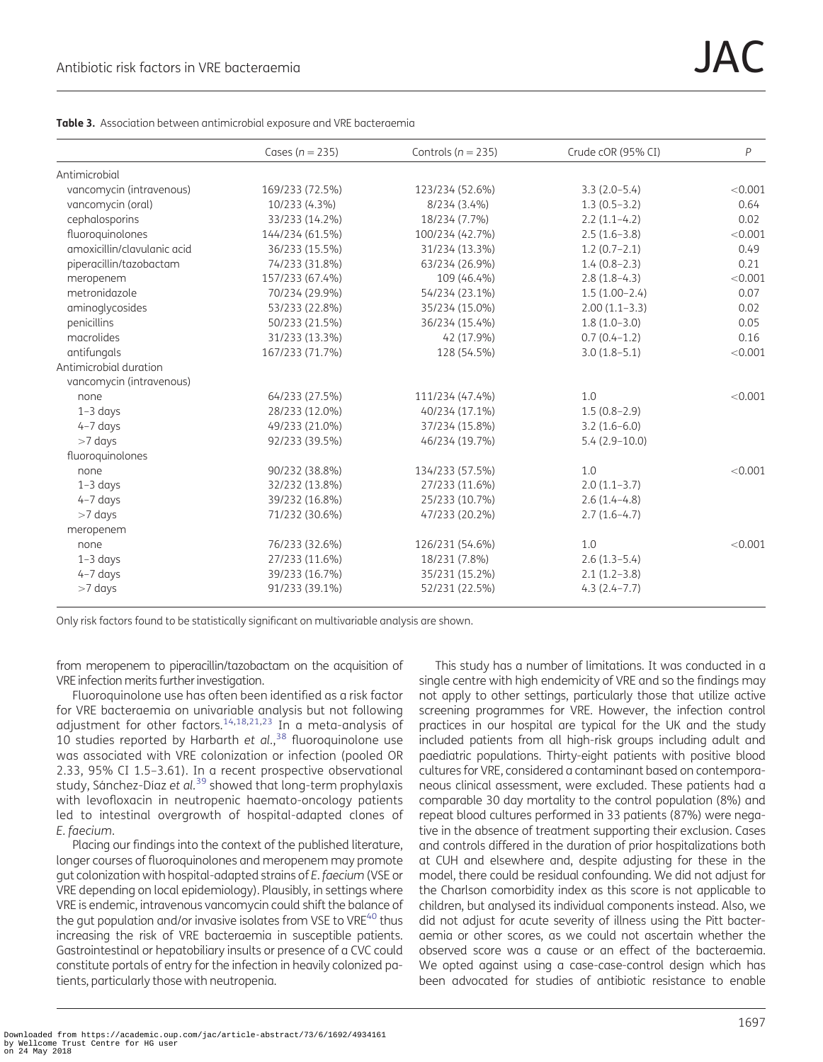**Table 3.** Association between antimicrobial exposure and VRE bacteraemia

| | Cases (n = 235) | Controls (n = 235) | Crude cOR (95% CI) | P |
|---|---|---|---|---|
| Antimicrobial | | | | |
| vancomycin (intravenous) | 169/233 (72.5%) | 123/234 (52.6%) | 3.3 (2.0–5.4) | <0.001 |
| vancomycin (oral) | 10/233 (4.3%) | 8/234 (3.4%) | 1.3 (0.5–3.2) | 0.64 |
| cephalosporins | 33/233 (14.2%) | 18/234 (7.7%) | 2.2 (1.1–4.2) | 0.02 |
| fluoroquinolones | 144/234 (61.5%) | 100/234 (42.7%) | 2.5 (1.6–3.8) | <0.001 |
| amoxicillin/clavulanic acid | 36/233 (15.5%) | 31/234 (13.3%) | 1.2 (0.7–2.1) | 0.49 |
| piperacillin/tazobactam | 74/233 (31.8%) | 63/234 (26.9%) | 1.4 (0.8–2.3) | 0.21 |
| meropenem | 157/233 (67.4%) | 109 (46.4%) | 2.8 (1.8–4.3) | <0.001 |
| metronidazole | 70/234 (29.9%) | 54/234 (23.1%) | 1.5 (1.00–2.4) | 0.07 |
| aminoglycosides | 53/233 (22.8%) | 35/234 (15.0%) | 2.00 (1.1–3.3) | 0.02 |
| penicillins | 50/233 (21.5%) | 36/234 (15.4%) | 1.8 (1.0–3.0) | 0.05 |
| macrolides | 31/233 (13.3%) | 42 (17.9%) | 0.7 (0.4–1.2) | 0.16 |
| antifungals | 167/233 (71.7%) | 128 (54.5%) | 3.0 (1.8–5.1) | <0.001 |
| Antimicrobial duration | | | | |
| vancomycin (intravenous) | | | | |
| none | 64/233 (27.5%) | 111/234 (47.4%) | 1.0 | <0.001 |
| 1–3 days | 28/233 (12.0%) | 40/234 (17.1%) | 1.5 (0.8–2.9) | |
| 4–7 days | 49/233 (21.0%) | 37/234 (15.8%) | 3.2 (1.6–6.0) | |
| >7 days | 92/233 (39.5%) | 46/234 (19.7%) | 5.4 (2.9–10.0) | |
| fluoroquinolones | | | | |
| none | 90/232 (38.8%) | 134/233 (57.5%) | 1.0 | <0.001 |
| 1–3 days | 32/232 (13.8%) | 27/233 (11.6%) | 2.0 (1.1–3.7) | |
| 4–7 days | 39/232 (16.8%) | 25/233 (10.7%) | 2.6 (1.4–4.8) | |
| >7 days | 71/232 (30.6%) | 47/233 (20.2%) | 2.7 (1.6–4.7) | |
| meropenem | | | | |
| none | 76/233 (32.6%) | 126/231 (54.6%) | 1.0 | <0.001 |
| 1–3 days | 27/233 (11.6%) | 18/231 (7.8%) | 2.6 (1.3–5.4) | |
| 4–7 days | 39/233 (16.7%) | 35/231 (15.2%) | 2.1 (1.2–3.8) | |
| >7 days | 91/233 (39.1%) | 52/231 (22.5%) | 4.3 (2.4–7.7) | |

Only risk factors found to be statistically significant on multivariable analysis are shown.

from meropenem to piperacillin/tazobactam on the acquisition of VRE infection merits further investigation.

Fluoroquinolone use has often been identified as a risk factor for VRE bacteraemia on univariable analysis but not following adjustment for other factors.[14,18,21,23] In a meta-analysis of 10 studies reported by Harbarth *et al.*,[38] fluoroquinolone use was associated with VRE colonization or infection (pooled OR 2.33, 95% CI 1.5–3.61). In a recent prospective observational study, Sánchez-Díaz *et al.*[39] showed that long-term prophylaxis with levofloxacin in neutropenic haemato-oncology patients led to intestinal overgrowth of hospital-adapted clones of *E. faecium*.

Placing our findings into the context of the published literature, longer courses of fluoroquinolones and meropenem may promote gut colonization with hospital-adapted strains of *E. faecium* (VSE or VRE depending on local epidemiology). Plausibly, in settings where VRE is endemic, intravenous vancomycin could shift the balance of the gut population and/or invasive isolates from VSE to VRE[40] thus increasing the risk of VRE bacteraemia in susceptible patients. Gastrointestinal or hepatobiliary insults or presence of a CVC could constitute portals of entry for the infection in heavily colonized patients, particularly those with neutropenia.

This study has a number of limitations. It was conducted in a single centre with high endemicity of VRE and so the findings may not apply to other settings, particularly those that utilize active screening programmes for VRE. However, the infection control practices in our hospital are typical for the UK and the study included patients from all high-risk groups including adult and paediatric populations. Thirty-eight patients with positive blood cultures for VRE, considered a contaminant based on contemporaneous clinical assessment, were excluded. These patients had a comparable 30 day mortality to the control population (8%) and repeat blood cultures performed in 33 patients (87%) were negative in the absence of treatment supporting their exclusion. Cases and controls differed in the duration of prior hospitalizations both at CUH and elsewhere and, despite adjusting for these in the model, there could be residual confounding. We did not adjust for the Charlson comorbidity index as this score is not applicable to children, but analysed its individual components instead. Also, we did not adjust for acute severity of illness using the Pitt bacteraemia or other scores, as we could not ascertain whether the observed score was a cause or an effect of the bacteraemia. We opted against using a case-case-control design which has been advocated for studies of antibiotic resistance to enable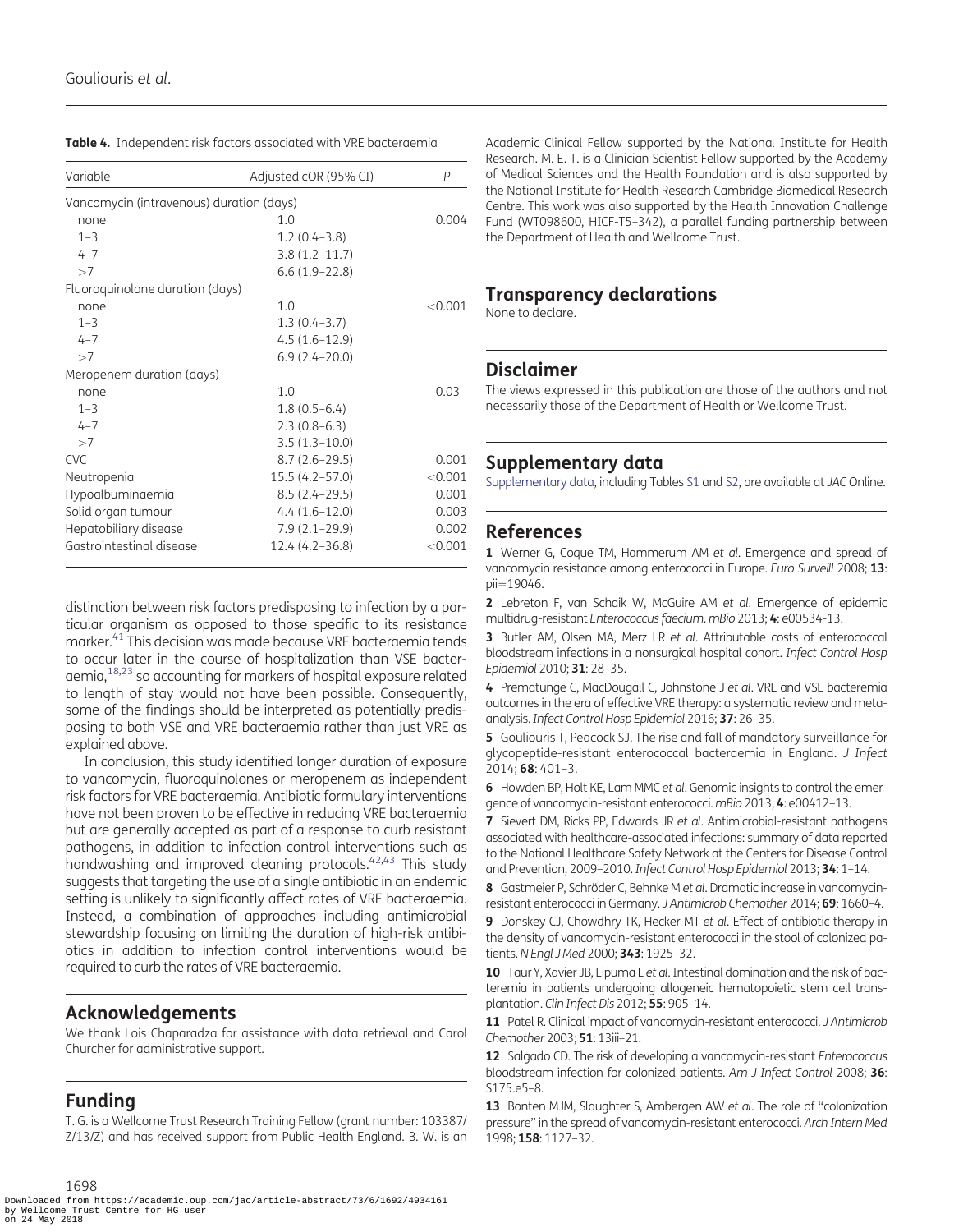**Table 4.** Independent risk factors associated with VRE bacteraemia

| Variable | Adjusted cOR (95% CI) | P |
|---|---|---|
| Vancomycin (intravenous) duration (days) | | |
| none | 1.0 | 0.004 |
| 1–3 | 1.2 (0.4–3.8) | |
| 4–7 | 3.8 (1.2–11.7) | |
| >7 | 6.6 (1.9–22.8) | |
| Fluoroquinolone duration (days) | | |
| none | 1.0 | <0.001 |
| 1–3 | 1.3 (0.4–3.7) | |
| 4–7 | 4.5 (1.6–12.9) | |
| >7 | 6.9 (2.4–20.0) | |
| Meropenem duration (days) | | |
| none | 1.0 | 0.03 |
| 1–3 | 1.8 (0.5–6.4) | |
| 4–7 | 2.3 (0.8–6.3) | |
| >7 | 3.5 (1.3–10.0) | |
| CVC | 8.7 (2.6–29.5) | 0.001 |
| Neutropenia | 15.5 (4.2–57.0) | <0.001 |
| Hypoalbuminaemia | 8.5 (2.4–29.5) | 0.001 |
| Solid organ tumour | 4.4 (1.6–12.0) | 0.003 |
| Hepatobiliary disease | 7.9 (2.1–29.9) | 0.002 |
| Gastrointestinal disease | 12.4 (4.2–36.8) | <0.001 |

distinction between risk factors predisposing to infection by a particular organism as opposed to those specific to its resistance marker.[41] This decision was made because VRE bacteraemia tends to occur later in the course of hospitalization than VSE bacteraemia,[18,23] so accounting for markers of hospital exposure related to length of stay would not have been possible. Consequently, some of the findings should be interpreted as potentially predisposing to both VSE and VRE bacteraemia rather than just VRE as explained above.

In conclusion, this study identified longer duration of exposure to vancomycin, fluoroquinolones or meropenem as independent risk factors for VRE bacteraemia. Antibiotic formulary interventions have not been proven to be effective in reducing VRE bacteraemia but are generally accepted as part of a response to curb resistant pathogens, in addition to infection control interventions such as handwashing and improved cleaning protocols.[42,43] This study suggests that targeting the use of a single antibiotic in an endemic setting is unlikely to significantly affect rates of VRE bacteraemia. Instead, a combination of approaches including antimicrobial stewardship focusing on limiting the duration of high-risk antibiotics in addition to infection control interventions would be required to curb the rates of VRE bacteraemia.

## Acknowledgements

We thank Lois Chaparadza for assistance with data retrieval and Carol Churcher for administrative support.

## Funding

T. G. is a Wellcome Trust Research Training Fellow (grant number: 103387/Z/13/Z) and has received support from Public Health England. B. W. is an Academic Clinical Fellow supported by the National Institute for Health Research. M. E. T. is a Clinician Scientist Fellow supported by the Academy of Medical Sciences and the Health Foundation and is also supported by the National Institute for Health Research Cambridge Biomedical Research Centre. This work was also supported by the Health Innovation Challenge Fund (WT098600, HICF-T5–342), a parallel funding partnership between the Department of Health and Wellcome Trust.

## Transparency declarations

None to declare.

## Disclaimer

The views expressed in this publication are those of the authors and not necessarily those of the Department of Health or Wellcome Trust.

## Supplementary data

Supplementary data, including Tables S1 and S2, are available at *JAC* Online.

## References

**1** Werner G, Coque TM, Hammerum AM *et al*. Emergence and spread of vancomycin resistance among enterococci in Europe. *Euro Surveill* 2008; **13**: pii=19046.

**2** Lebreton F, van Schaik W, McGuire AM *et al*. Emergence of epidemic multidrug-resistant *Enterococcus faecium*. *mBio* 2013; **4**: e00534-13.

**3** Butler AM, Olsen MA, Merz LR *et al*. Attributable costs of enterococcal bloodstream infections in a nonsurgical hospital cohort. *Infect Control Hosp Epidemiol* 2010; **31**: 28–35.

**4** Prematunge C, MacDougall C, Johnstone J *et al*. VRE and VSE bacteremia outcomes in the era of effective VRE therapy: a systematic review and meta-analysis. *Infect Control Hosp Epidemiol* 2016; **37**: 26–35.

**5** Gouliouris T, Peacock SJ. The rise and fall of mandatory surveillance for glycopeptide-resistant enterococcal bacteraemia in England. *J Infect* 2014; **68**: 401–3.

**6** Howden BP, Holt KE, Lam MMC *et al*. Genomic insights to control the emergence of vancomycin-resistant enterococci. *mBio* 2013; **4**: e00412–13.

**7** Sievert DM, Ricks PP, Edwards JR *et al*. Antimicrobial-resistant pathogens associated with healthcare-associated infections: summary of data reported to the National Healthcare Safety Network at the Centers for Disease Control and Prevention, 2009–2010. *Infect Control Hosp Epidemiol* 2013; **34**: 1–14.

**8** Gastmeier P, Schröder C, Behnke M *et al*. Dramatic increase in vancomycin-resistant enterococci in Germany. *J Antimicrob Chemother* 2014; **69**: 1660–4.

**9** Donskey CJ, Chowdhry TK, Hecker MT *et al*. Effect of antibiotic therapy in the density of vancomycin-resistant enterococci in the stool of colonized patients. *N Engl J Med* 2000; **343**: 1925–32.

**10** Taur Y, Xavier JB, Lipuma L *et al*. Intestinal domination and the risk of bacteremia in patients undergoing allogeneic hematopoietic stem cell transplantation. *Clin Infect Dis* 2012; **55**: 905–14.

**11** Patel R. Clinical impact of vancomycin-resistant enterococci. *J Antimicrob Chemother* 2003; **51**: 13iii–21.

**12** Salgado CD. The risk of developing a vancomycin-resistant *Enterococcus* bloodstream infection for colonized patients. *Am J Infect Control* 2008; **36**: S175.e5–8.

**13** Bonten MJM, Slaughter S, Ambergen AW *et al*. The role of "colonization pressure" in the spread of vancomycin-resistant enterococci. *Arch Intern Med* 1998; **158**: 1127–32.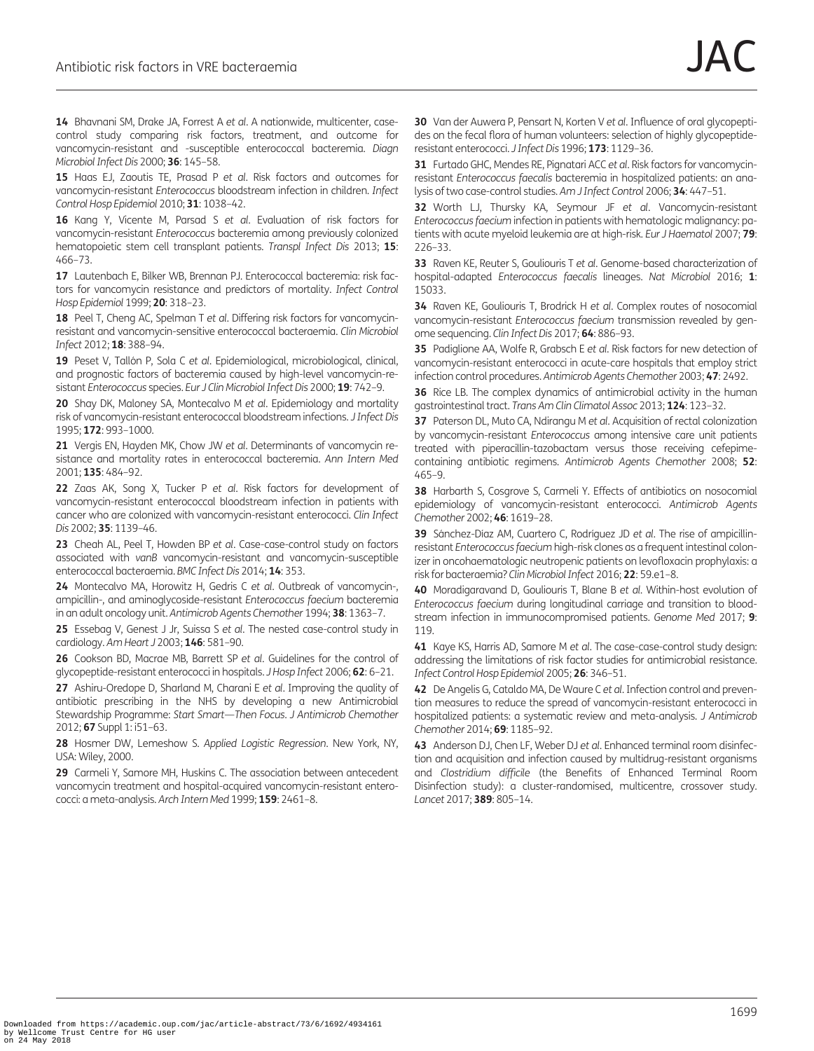**14** Bhavnani SM, Drake JA, Forrest A *et al*. A nationwide, multicenter, case-control study comparing risk factors, treatment, and outcome for vancomycin-resistant and -susceptible enterococcal bacteremia. *Diagn Microbiol Infect Dis* 2000; **36**: 145–58.

**15** Haas EJ, Zaoutis TE, Prasad P *et al*. Risk factors and outcomes for vancomycin-resistant *Enterococcus* bloodstream infection in children. *Infect Control Hosp Epidemiol* 2010; **31**: 1038–42.

**16** Kang Y, Vicente M, Parsad S *et al*. Evaluation of risk factors for vancomycin-resistant *Enterococcus* bacteremia among previously colonized hematopoietic stem cell transplant patients. *Transpl Infect Dis* 2013; **15**: 466–73.

**17** Lautenbach E, Bilker WB, Brennan PJ. Enterococcal bacteremia: risk factors for vancomycin resistance and predictors of mortality. *Infect Control Hosp Epidemiol* 1999; **20**: 318–23.

**18** Peel T, Cheng AC, Spelman T *et al*. Differing risk factors for vancomycin-resistant and vancomycin-sensitive enterococcal bacteraemia. *Clin Microbiol Infect* 2012; **18**: 388–94.

**19** Peset V, Tallón P, Sola C *et al*. Epidemiological, microbiological, clinical, and prognostic factors of bacteremia caused by high-level vancomycin-resistant *Enterococcus* species. *Eur J Clin Microbiol Infect Dis* 2000; **19**: 742–9.

**20** Shay DK, Maloney SA, Montecalvo M *et al*. Epidemiology and mortality risk of vancomycin-resistant enterococcal bloodstream infections. *J Infect Dis* 1995; **172**: 993–1000.

**21** Vergis EN, Hayden MK, Chow JW *et al*. Determinants of vancomycin resistance and mortality rates in enterococcal bacteremia. *Ann Intern Med* 2001; **135**: 484–92.

**22** Zaas AK, Song X, Tucker P *et al*. Risk factors for development of vancomycin-resistant enterococcal bloodstream infection in patients with cancer who are colonized with vancomycin-resistant enterococci. *Clin Infect Dis* 2002; **35**: 1139–46.

**23** Cheah AL, Peel T, Howden BP *et al*. Case-case-control study on factors associated with *vanB* vancomycin-resistant and vancomycin-susceptible enterococcal bacteraemia. *BMC Infect Dis* 2014; **14**: 353.

**24** Montecalvo MA, Horowitz H, Gedris C *et al*. Outbreak of vancomycin-, ampicillin-, and aminoglycoside-resistant *Enterococcus faecium* bacteremia in an adult oncology unit. *Antimicrob Agents Chemother* 1994; **38**: 1363–7.

**25** Essebag V, Genest J Jr, Suissa S *et al*. The nested case-control study in cardiology. *Am Heart J* 2003; **146**: 581–90.

**26** Cookson BD, Macrae MB, Barrett SP *et al*. Guidelines for the control of glycopeptide-resistant enterococci in hospitals. *J Hosp Infect* 2006; **62**: 6–21.

**27** Ashiru-Oredope D, Sharland M, Charani E *et al*. Improving the quality of antibiotic prescribing in the NHS by developing a new Antimicrobial Stewardship Programme: *Start Smart—Then Focus*. *J Antimicrob Chemother* 2012; **67** Suppl 1: i51–63.

**28** Hosmer DW, Lemeshow S. *Applied Logistic Regression*. New York, NY, USA: Wiley, 2000.

**29** Carmeli Y, Samore MH, Huskins C. The association between antecedent vancomycin treatment and hospital-acquired vancomycin-resistant enterococci: a meta-analysis. *Arch Intern Med* 1999; **159**: 2461–8.

**30** Van der Auwera P, Pensart N, Korten V *et al*. Influence of oral glycopeptides on the fecal flora of human volunteers: selection of highly glycopeptide-resistant enterococci. *J Infect Dis* 1996; **173**: 1129–36.

**31** Furtado GHC, Mendes RE, Pignatari ACC *et al*. Risk factors for vancomycin-resistant *Enterococcus faecalis* bacteremia in hospitalized patients: an analysis of two case-control studies. *Am J Infect Control* 2006; **34**: 447–51.

**32** Worth LJ, Thursky KA, Seymour JF *et al*. Vancomycin-resistant *Enterococcus faecium* infection in patients with hematologic malignancy: patients with acute myeloid leukemia are at high-risk. *Eur J Haematol* 2007; **79**: 226–33.

**33** Raven KE, Reuter S, Gouliouris T *et al*. Genome-based characterization of hospital-adapted *Enterococcus faecalis* lineages. *Nat Microbiol* 2016; **1**: 15033.

**34** Raven KE, Gouliouris T, Brodrick H *et al*. Complex routes of nosocomial vancomycin-resistant *Enterococcus faecium* transmission revealed by genome sequencing. *Clin Infect Dis* 2017; **64**: 886–93.

**35** Padiglione AA, Wolfe R, Grabsch E *et al*. Risk factors for new detection of vancomycin-resistant enterococci in acute-care hospitals that employ strict infection control procedures. *Antimicrob Agents Chemother* 2003; **47**: 2492.

**36** Rice LB. The complex dynamics of antimicrobial activity in the human gastrointestinal tract. *Trans Am Clin Climatol Assoc* 2013; **124**: 123–32.

**37** Paterson DL, Muto CA, Ndirangu M *et al*. Acquisition of rectal colonization by vancomycin-resistant *Enterococcus* among intensive care unit patients treated with piperacillin-tazobactam versus those receiving cefepime-containing antibiotic regimens. *Antimicrob Agents Chemother* 2008; **52**: 465–9.

**38** Harbarth S, Cosgrove S, Carmeli Y. Effects of antibiotics on nosocomial epidemiology of vancomycin-resistant enterococci. *Antimicrob Agents Chemother* 2002; **46**: 1619–28.

**39** Sánchez-Díaz AM, Cuartero C, Rodríguez JD *et al*. The rise of ampicillin-resistant *Enterococcus faecium* high-risk clones as a frequent intestinal colonizer in oncohaematologic neutropenic patients on levofloxacin prophylaxis: a risk for bacteraemia? *Clin Microbiol Infect* 2016; **22**: 59.e1–8.

**40** Moradigaravand D, Gouliouris T, Blane B *et al*. Within-host evolution of *Enterococcus faecium* during longitudinal carriage and transition to bloodstream infection in immunocompromised patients. *Genome Med* 2017; **9**: 119.

**41** Kaye KS, Harris AD, Samore M *et al*. The case-case-control study design: addressing the limitations of risk factor studies for antimicrobial resistance. *Infect Control Hosp Epidemiol* 2005; **26**: 346–51.

**42** De Angelis G, Cataldo MA, De Waure C *et al*. Infection control and prevention measures to reduce the spread of vancomycin-resistant enterococci in hospitalized patients: a systematic review and meta-analysis. *J Antimicrob Chemother* 2014; **69**: 1185–92.

**43** Anderson DJ, Chen LF, Weber DJ *et al*. Enhanced terminal room disinfection and acquisition and infection caused by multidrug-resistant organisms and *Clostridium difficile* (the Benefits of Enhanced Terminal Room Disinfection study): a cluster-randomised, multicentre, crossover study. *Lancet* 2017; **389**: 805–14.